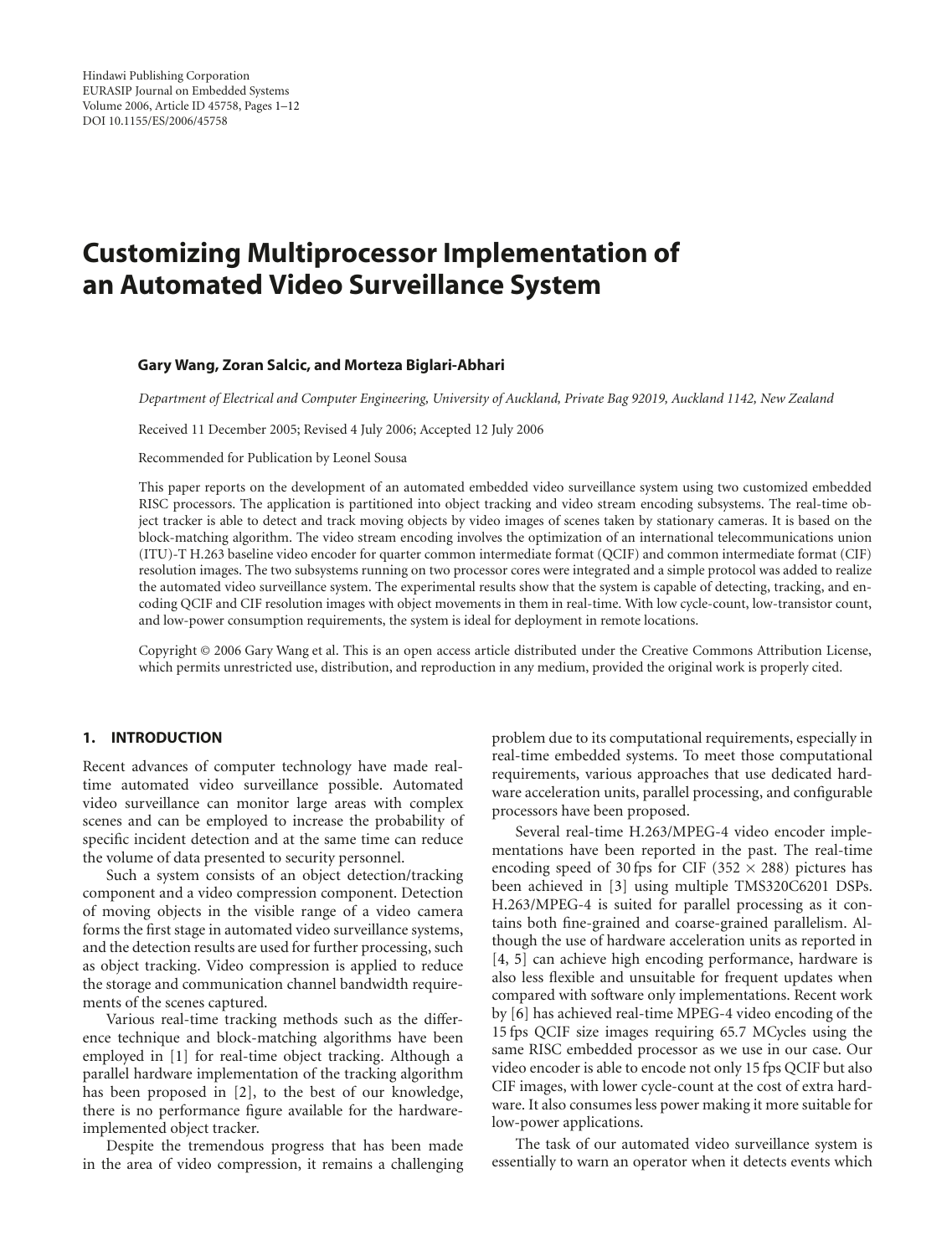# Customizing Multiprocessor Implementation of an Automated Video Surveillance System

**Gary Wang, Zoran Salcic, and Morteza Biglari-Abhari**

*Department of Electrical and Computer Engineering, University of Auckland, Private Bag 92019, Auckland 1142, New Zealand*

Received 11 December 2005; Revised 4 July 2006; Accepted 12 July 2006

Recommended for Publication by Leonel Sousa

This paper reports on the development of an automated embedded video surveillance system using two customized embedded RISC processors. The application is partitioned into object tracking and video stream encoding subsystems. The real-time object tracker is able to detect and track moving objects by video images of scenes taken by stationary cameras. It is based on the block-matching algorithm. The video stream encoding involves the optimization of an international telecommunications union (ITU)-T H.263 baseline video encoder for quarter common intermediate format (QCIF) and common intermediate format (CIF) resolution images. The two subsystems running on two processor cores were integrated and a simple protocol was added to realize the automated video surveillance system. The experimental results show that the system is capable of detecting, tracking, and encoding QCIF and CIF resolution images with object movements in them in real-time. With low cycle-count, low-transistor count, and low-power consumption requirements, the system is ideal for deployment in remote locations.

Copyright © 2006 Gary Wang et al. This is an open access article distributed under the Creative Commons Attribution License, which permits unrestricted use, distribution, and reproduction in any medium, provided the original work is properly cited.

## 1. INTRODUCTION

Recent advances of computer technology have made real-time automated video surveillance possible. Automated video surveillance can monitor large areas with complex scenes and can be employed to increase the probability of specific incident detection and at the same time can reduce the volume of data presented to security personnel.

Such a system consists of an object detection/tracking component and a video compression component. Detection of moving objects in the visible range of a video camera forms the first stage in automated video surveillance systems, and the detection results are used for further processing, such as object tracking. Video compression is applied to reduce the storage and communication channel bandwidth requirements of the scenes captured.

Various real-time tracking methods such as the difference technique and block-matching algorithms have been employed in [1] for real-time object tracking. Although a parallel hardware implementation of the tracking algorithm has been proposed in [2], to the best of our knowledge, there is no performance figure available for the hardware-implemented object tracker.

Despite the tremendous progress that has been made in the area of video compression, it remains a challenging problem due to its computational requirements, especially in real-time embedded systems. To meet those computational requirements, various approaches that use dedicated hardware acceleration units, parallel processing, and configurable processors have been proposed.

Several real-time H.263/MPEG-4 video encoder implementations have been reported in the past. The real-time encoding speed of 30 fps for CIF ($352 \times 288$) pictures has been achieved in [3] using multiple TMS320C6201 DSPs. H.263/MPEG-4 is suited for parallel processing as it contains both fine-grained and coarse-grained parallelism. Although the use of hardware acceleration units as reported in [4, 5] can achieve high encoding performance, hardware is also less flexible and unsuitable for frequent updates when compared with software only implementations. Recent work by [6] has achieved real-time MPEG-4 video encoding of the 15 fps QCIF size images requiring 65.7 MCycles using the same RISC embedded processor as we use in our case. Our video encoder is able to encode not only 15 fps QCIF but also CIF images, with lower cycle-count at the cost of extra hardware. It also consumes less power making it more suitable for low-power applications.

The task of our automated video surveillance system is essentially to warn an operator when it detects events which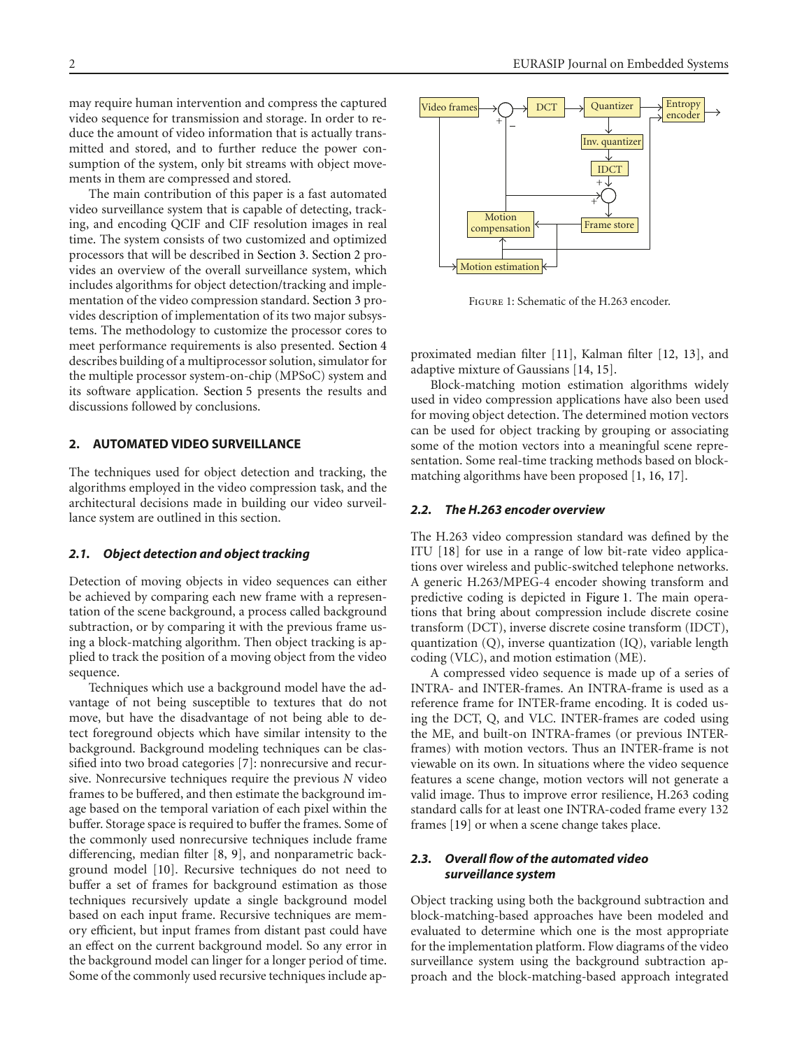may require human intervention and compress the captured video sequence for transmission and storage. In order to reduce the amount of video information that is actually transmitted and stored, and to further reduce the power consumption of the system, only bit streams with object movements in them are compressed and stored.

The main contribution of this paper is a fast automated video surveillance system that is capable of detecting, tracking, and encoding QCIF and CIF resolution images in real time. The system consists of two customized and optimized processors that will be described in Section 3. Section 2 provides an overview of the overall surveillance system, which includes algorithms for object detection/tracking and implementation of the video compression standard. Section 3 provides description of implementation of its two major subsystems. The methodology to customize the processor cores to meet performance requirements is also presented. Section 4 describes building of a multiprocessor solution, simulator for the multiple processor system-on-chip (MPSoC) system and its software application. Section 5 presents the results and discussions followed by conclusions.

## 2. AUTOMATED VIDEO SURVEILLANCE

The techniques used for object detection and tracking, the algorithms employed in the video compression task, and the architectural decisions made in building our video surveillance system are outlined in this section.

### 2.1. Object detection and object tracking

Detection of moving objects in video sequences can either be achieved by comparing each new frame with a representation of the scene background, a process called background subtraction, or by comparing it with the previous frame using a block-matching algorithm. Then object tracking is applied to track the position of a moving object from the video sequence.

Techniques which use a background model have the advantage of not being susceptible to textures that do not move, but have the disadvantage of not being able to detect foreground objects which have similar intensity to the background. Background modeling techniques can be classified into two broad categories [7]: nonrecursive and recursive. Nonrecursive techniques require the previous $N$ video frames to be buffered, and then estimate the background image based on the temporal variation of each pixel within the buffer. Storage space is required to buffer the frames. Some of the commonly used nonrecursive techniques include frame differencing, median filter [8, 9], and nonparametric background model [10]. Recursive techniques do not need to buffer a set of frames for background estimation as those techniques recursively update a single background model based on each input frame. Recursive techniques are memory efficient, but input frames from distant past could have an effect on the current background model. So any error in the background model can linger for a longer period of time. Some of the commonly used recursive techniques include approximated median filter [11], Kalman filter [12, 13], and adaptive mixture of Gaussians [14, 15].

Block-matching motion estimation algorithms widely used in video compression applications have also been used for moving object detection. The determined motion vectors can be used for object tracking by grouping or associating some of the motion vectors into a meaningful scene representation. Some real-time tracking methods based on block-matching algorithms have been proposed [1, 16, 17].

Video frames
DCT
Quantizer
Entropy encoder
Inv. quantizer
IDCT
Motion compensation
Frame store
Motion estimation

Figure 1: Schematic of the H.263 encoder.

### 2.2. The H.263 encoder overview

The H.263 video compression standard was defined by the ITU [18] for use in a range of low bit-rate video applications over wireless and public-switched telephone networks. A generic H.263/MPEG-4 encoder showing transform and predictive coding is depicted in Figure 1. The main operations that bring about compression include discrete cosine transform (DCT), inverse discrete cosine transform (IDCT), quantization (Q), inverse quantization (IQ), variable length coding (VLC), and motion estimation (ME).

A compressed video sequence is made up of a series of INTRA- and INTER-frames. An INTRA-frame is used as a reference frame for INTER-frame encoding. It is coded using the DCT, Q, and VLC. INTER-frames are coded using the ME, and built-on INTRA-frames (or previous INTER-frames) with motion vectors. Thus an INTER-frame is not viewable on its own. In situations where the video sequence features a scene change, motion vectors will not generate a valid image. Thus to improve error resilience, H.263 coding standard calls for at least one INTRA-coded frame every 132 frames [19] or when a scene change takes place.

### 2.3. Overall flow of the automated video surveillance system

Object tracking using both the background subtraction and block-matching-based approaches have been modeled and evaluated to determine which one is the most appropriate for the implementation platform. Flow diagrams of the video surveillance system using the background subtraction approach and the block-matching-based approach integrated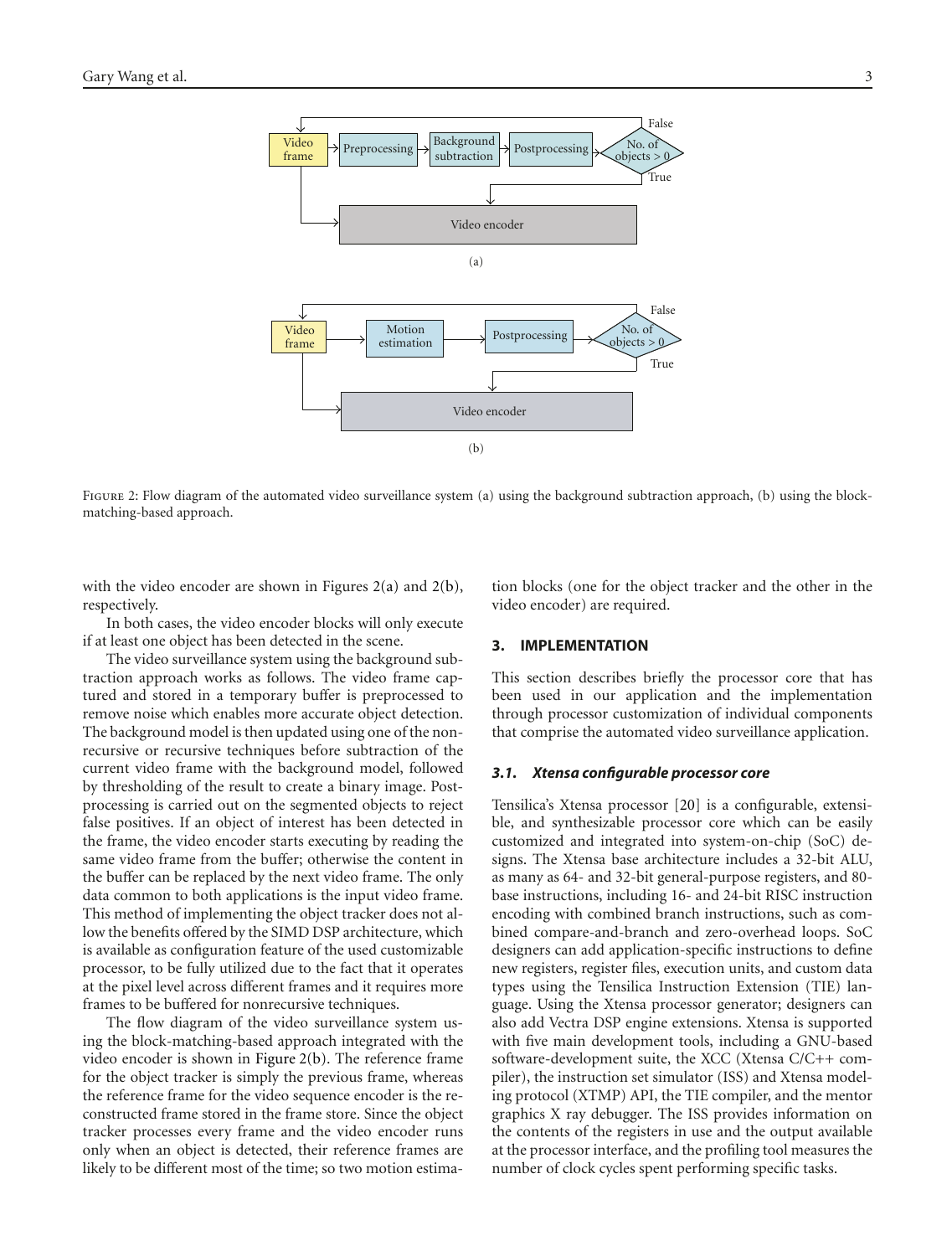Video frame
Preprocessing
Background subtraction
Postprocessing
No. of objects > 0
False
True
Video encoder

(a)

Video frame
Motion estimation
Postprocessing
No. of objects > 0
False
True
Video encoder

(b)

Figure 2: Flow diagram of the automated video surveillance system (a) using the background subtraction approach, (b) using the block-matching-based approach.

with the video encoder are shown in Figures 2(a) and 2(b), respectively.

In both cases, the video encoder blocks will only execute if at least one object has been detected in the scene.

The video surveillance system using the background subtraction approach works as follows. The video frame captured and stored in a temporary buffer is preprocessed to remove noise which enables more accurate object detection. The background model is then updated using one of the nonrecursive or recursive techniques before subtraction of the current video frame with the background model, followed by thresholding of the result to create a binary image. Postprocessing is carried out on the segmented objects to reject false positives. If an object of interest has been detected in the frame, the video encoder starts executing by reading the same video frame from the buffer; otherwise the content in the buffer can be replaced by the next video frame. The only data common to both applications is the input video frame. This method of implementing the object tracker does not allow the benefits offered by the SIMD DSP architecture, which is available as configuration feature of the used customizable processor, to be fully utilized due to the fact that it operates at the pixel level across different frames and it requires more frames to be buffered for nonrecursive techniques.

The flow diagram of the video surveillance system using the block-matching-based approach integrated with the video encoder is shown in Figure 2(b). The reference frame for the object tracker is simply the previous frame, whereas the reference frame for the video sequence encoder is the reconstructed frame stored in the frame store. Since the object tracker processes every frame and the video encoder runs only when an object is detected, their reference frames are likely to be different most of the time; so two motion estimation blocks (one for the object tracker and the other in the video encoder) are required.

## 3. IMPLEMENTATION

This section describes briefly the processor core that has been used in our application and the implementation through processor customization of individual components that comprise the automated video surveillance application.

### 3.1. *Xtensa configurable processor core*

Tensilica's Xtensa processor [20] is a configurable, extensible, and synthesizable processor core which can be easily customized and integrated into system-on-chip (SoC) designs. The Xtensa base architecture includes a 32-bit ALU, as many as 64- and 32-bit general-purpose registers, and 80-base instructions, including 16- and 24-bit RISC instruction encoding with combined branch instructions, such as combined compare-and-branch and zero-overhead loops. SoC designers can add application-specific instructions to define new registers, register files, execution units, and custom data types using the Tensilica Instruction Extension (TIE) language. Using the Xtensa processor generator; designers can also add Vectra DSP engine extensions. Xtensa is supported with five main development tools, including a GNU-based software-development suite, the XCC (Xtensa C/C++ compiler), the instruction set simulator (ISS) and Xtensa modeling protocol (XTMP) API, the TIE compiler, and the mentor graphics X ray debugger. The ISS provides information on the contents of the registers in use and the output available at the processor interface, and the profiling tool measures the number of clock cycles spent performing specific tasks.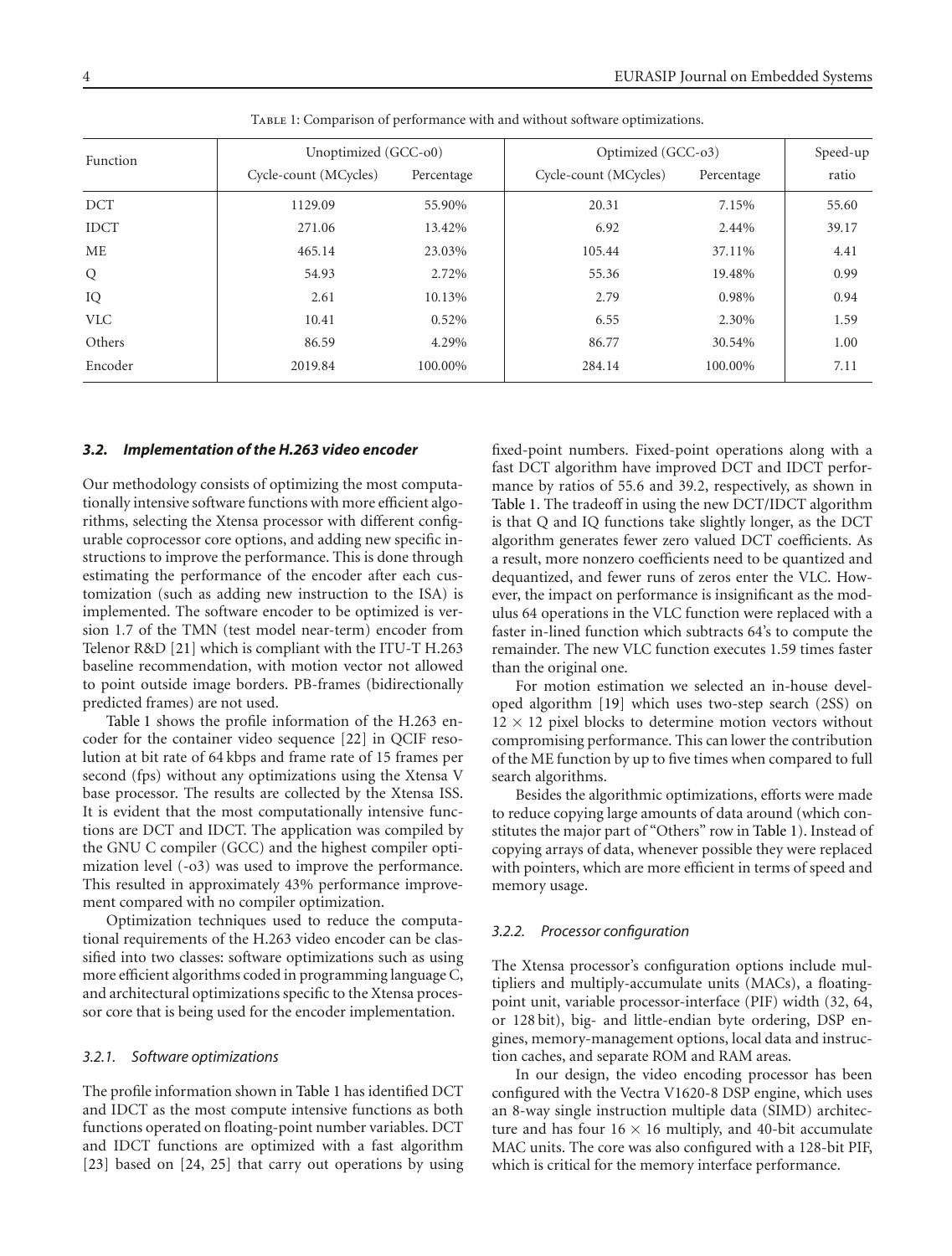Table 1: Comparison of performance with and without software optimizations.

| Function | Unoptimized (GCC-o0) | | Optimized (GCC-o3) | | Speed-up |
|---|---|---|---|---|---|
| | Cycle-count (MCycles) | Percentage | Cycle-count (MCycles) | Percentage | ratio |
| DCT | 1129.09 | 55.90% | 20.31 | 7.15% | 55.60 |
| IDCT | 271.06 | 13.42% | 6.92 | 2.44% | 39.17 |
| ME | 465.14 | 23.03% | 105.44 | 37.11% | 4.41 |
| Q | 54.93 | 2.72% | 55.36 | 19.48% | 0.99 |
| IQ | 2.61 | 10.13% | 2.79 | 0.98% | 0.94 |
| VLC | 10.41 | 0.52% | 6.55 | 2.30% | 1.59 |
| Others | 86.59 | 4.29% | 86.77 | 30.54% | 1.00 |
| Encoder | 2019.84 | 100.00% | 284.14 | 100.00% | 7.11 |

### 3.2. Implementation of the H.263 video encoder

Our methodology consists of optimizing the most computationally intensive software functions with more efficient algorithms, selecting the Xtensa processor with different configurable coprocessor core options, and adding new specific instructions to improve the performance. This is done through estimating the performance of the encoder after each customization (such as adding new instruction to the ISA) is implemented. The software encoder to be optimized is version 1.7 of the TMN (test model near-term) encoder from Telenor R&D [21] which is compliant with the ITU-T H.263 baseline recommendation, with motion vector not allowed to point outside image borders. PB-frames (bidirectionally predicted frames) are not used.

Table 1 shows the profile information of the H.263 encoder for the container video sequence [22] in QCIF resolution at bit rate of 64 kbps and frame rate of 15 frames per second (fps) without any optimizations using the Xtensa V base processor. The results are collected by the Xtensa ISS. It is evident that the most computationally intensive functions are DCT and IDCT. The application was compiled by the GNU C compiler (GCC) and the highest compiler optimization level (-o3) was used to improve the performance. This resulted in approximately 43% performance improvement compared with no compiler optimization.

Optimization techniques used to reduce the computational requirements of the H.263 video encoder can be classified into two classes: software optimizations such as using more efficient algorithms coded in programming language C, and architectural optimizations specific to the Xtensa processor core that is being used for the encoder implementation.

#### 3.2.1. Software optimizations

The profile information shown in Table 1 has identified DCT and IDCT as the most compute intensive functions as both functions operated on floating-point number variables. DCT and IDCT functions are optimized with a fast algorithm [23] based on [24, 25] that carry out operations by using fixed-point numbers. Fixed-point operations along with a fast DCT algorithm have improved DCT and IDCT performance by ratios of 55.6 and 39.2, respectively, as shown in Table 1. The tradeoff in using the new DCT/IDCT algorithm is that Q and IQ functions take slightly longer, as the DCT algorithm generates fewer zero valued DCT coefficients. As a result, more nonzero coefficients need to be quantized and dequantized, and fewer runs of zeros enter the VLC. However, the impact on performance is insignificant as the modulus 64 operations in the VLC function were replaced with a faster in-lined function which subtracts 64's to compute the remainder. The new VLC function executes 1.59 times faster than the original one.

For motion estimation we selected an in-house developed algorithm [19] which uses two-step search (2SS) on $12 \times 12$ pixel blocks to determine motion vectors without compromising performance. This can lower the contribution of the ME function by up to five times when compared to full search algorithms.

Besides the algorithmic optimizations, efforts were made to reduce copying large amounts of data around (which constitutes the major part of "Others" row in Table 1). Instead of copying arrays of data, whenever possible they were replaced with pointers, which are more efficient in terms of speed and memory usage.

#### 3.2.2. Processor configuration

The Xtensa processor's configuration options include multipliers and multiply-accumulate units (MACs), a floating-point unit, variable processor-interface (PIF) width (32, 64, or 128 bit), big- and little-endian byte ordering, DSP engines, memory-management options, local data and instruction caches, and separate ROM and RAM areas.

In our design, the video encoding processor has been configured with the Vectra V1620-8 DSP engine, which uses an 8-way single instruction multiple data (SIMD) architecture and has four $16 \times 16$ multiply, and 40-bit accumulate MAC units. The core was also configured with a 128-bit PIF, which is critical for the memory interface performance.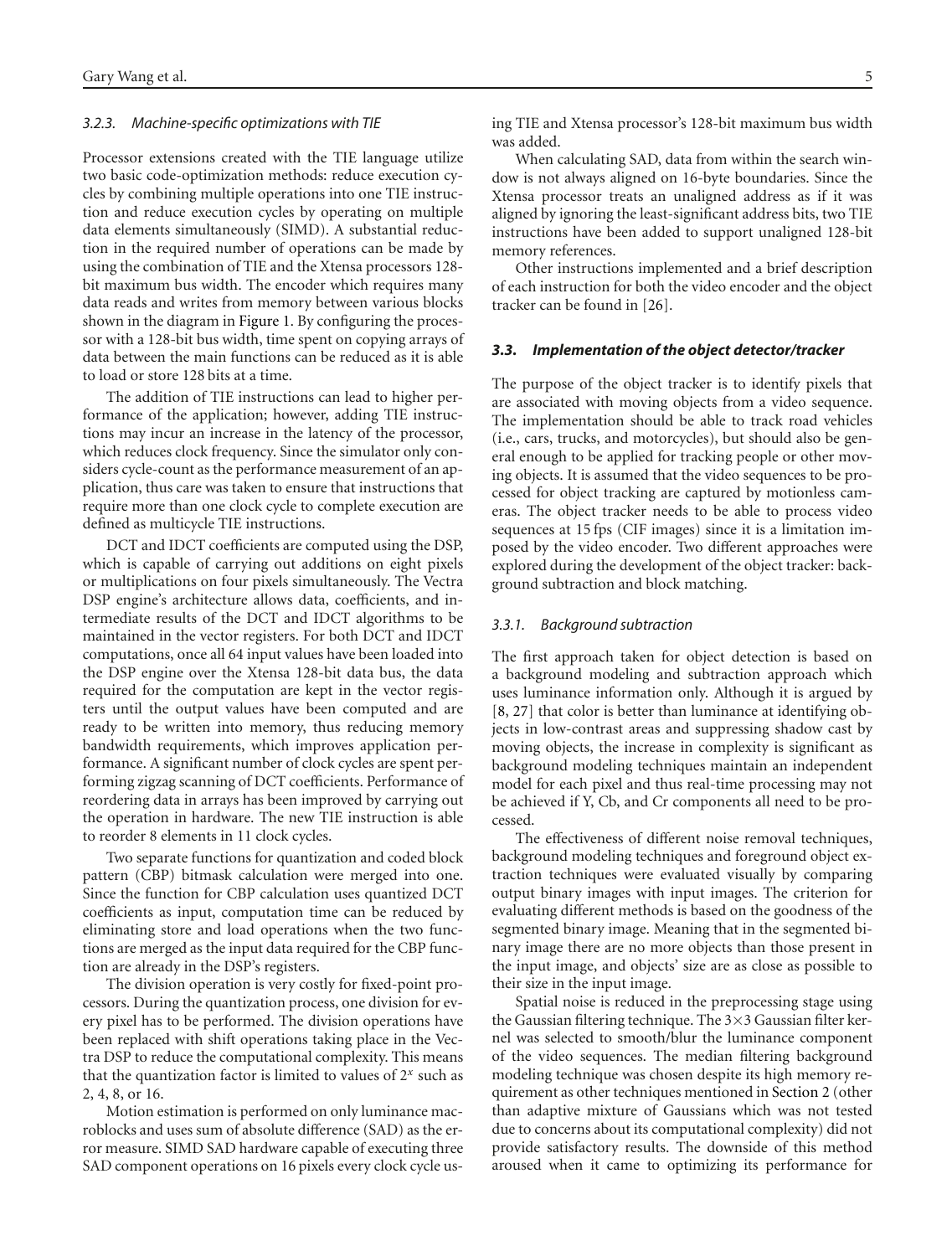#### 3.2.3. Machine-specific optimizations with TIE

Processor extensions created with the TIE language utilize two basic code-optimization methods: reduce execution cycles by combining multiple operations into one TIE instruction and reduce execution cycles by operating on multiple data elements simultaneously (SIMD). A substantial reduction in the required number of operations can be made by using the combination of TIE and the Xtensa processors 128-bit maximum bus width. The encoder which requires many data reads and writes from memory between various blocks shown in the diagram in Figure 1. By configuring the processor with a 128-bit bus width, time spent on copying arrays of data between the main functions can be reduced as it is able to load or store 128 bits at a time.

The addition of TIE instructions can lead to higher performance of the application; however, adding TIE instructions may incur an increase in the latency of the processor, which reduces clock frequency. Since the simulator only considers cycle-count as the performance measurement of an application, thus care was taken to ensure that instructions that require more than one clock cycle to complete execution are defined as multicycle TIE instructions.

DCT and IDCT coefficients are computed using the DSP, which is capable of carrying out additions on eight pixels or multiplications on four pixels simultaneously. The Vectra DSP engine's architecture allows data, coefficients, and intermediate results of the DCT and IDCT algorithms to be maintained in the vector registers. For both DCT and IDCT computations, once all 64 input values have been loaded into the DSP engine over the Xtensa 128-bit data bus, the data required for the computation are kept in the vector registers until the output values have been computed and are ready to be written into memory, thus reducing memory bandwidth requirements, which improves application performance. A significant number of clock cycles are spent performing zigzag scanning of DCT coefficients. Performance of reordering data in arrays has been improved by carrying out the operation in hardware. The new TIE instruction is able to reorder 8 elements in 11 clock cycles.

Two separate functions for quantization and coded block pattern (CBP) bitmask calculation were merged into one. Since the function for CBP calculation uses quantized DCT coefficients as input, computation time can be reduced by eliminating store and load operations when the two functions are merged as the input data required for the CBP function are already in the DSP's registers.

The division operation is very costly for fixed-point processors. During the quantization process, one division for every pixel has to be performed. The division operations have been replaced with shift operations taking place in the Vectra DSP to reduce the computational complexity. This means that the quantization factor is limited to values of $2^x$ such as 2, 4, 8, or 16.

Motion estimation is performed on only luminance macroblocks and uses sum of absolute difference (SAD) as the error measure. SIMD SAD hardware capable of executing three SAD component operations on 16 pixels every clock cycle using TIE and Xtensa processor's 128-bit maximum bus width was added.

When calculating SAD, data from within the search window is not always aligned on 16-byte boundaries. Since the Xtensa processor treats an unaligned address as if it was aligned by ignoring the least-significant address bits, two TIE instructions have been added to support unaligned 128-bit memory references.

Other instructions implemented and a brief description of each instruction for both the video encoder and the object tracker can be found in [26].

### 3.3. Implementation of the object detector/tracker

The purpose of the object tracker is to identify pixels that are associated with moving objects from a video sequence. The implementation should be able to track road vehicles (i.e., cars, trucks, and motorcycles), but should also be general enough to be applied for tracking people or other moving objects. It is assumed that the video sequences to be processed for object tracking are captured by motionless cameras. The object tracker needs to be able to process video sequences at 15 fps (CIF images) since it is a limitation imposed by the video encoder. Two different approaches were explored during the development of the object tracker: background subtraction and block matching.

#### 3.3.1. Background subtraction

The first approach taken for object detection is based on a background modeling and subtraction approach which uses luminance information only. Although it is argued by [8, 27] that color is better than luminance at identifying objects in low-contrast areas and suppressing shadow cast by moving objects, the increase in complexity is significant as background modeling techniques maintain an independent model for each pixel and thus real-time processing may not be achieved if Y, Cb, and Cr components all need to be processed.

The effectiveness of different noise removal techniques, background modeling techniques and foreground object extraction techniques were evaluated visually by comparing output binary images with input images. The criterion for evaluating different methods is based on the goodness of the segmented binary image. Meaning that in the segmented binary image there are no more objects than those present in the input image, and objects' size are as close as possible to their size in the input image.

Spatial noise is reduced in the preprocessing stage using the Gaussian filtering technique. The $3\times3$ Gaussian filter kernel was selected to smooth/blur the luminance component of the video sequences. The median filtering background modeling technique was chosen despite its high memory requirement as other techniques mentioned in Section 2 (other than adaptive mixture of Gaussians which was not tested due to concerns about its computational complexity) did not provide satisfactory results. The downside of this method aroused when it came to optimizing its performance for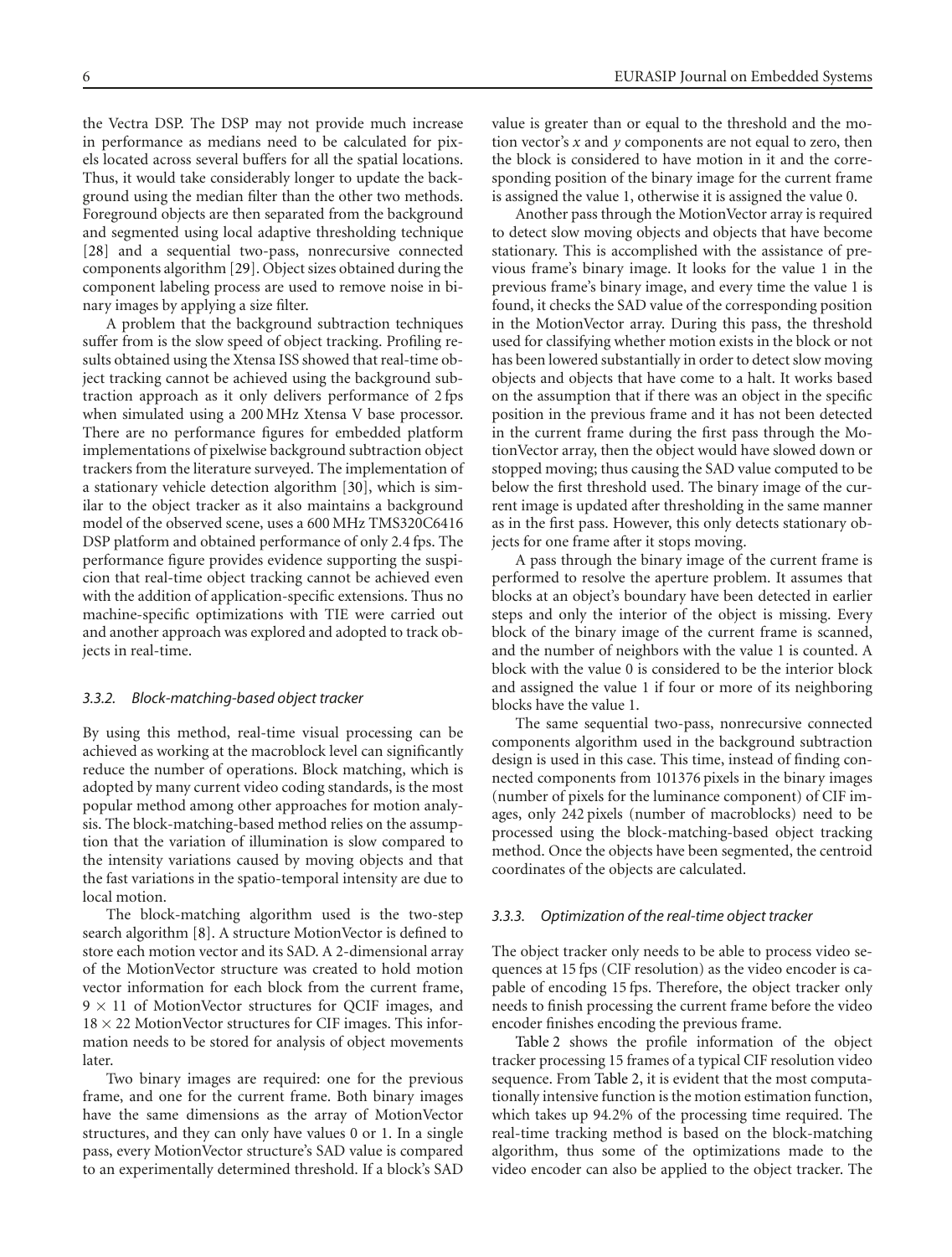the Vectra DSP. The DSP may not provide much increase in performance as medians need to be calculated for pixels located across several buffers for all the spatial locations. Thus, it would take considerably longer to update the background using the median filter than the other two methods. Foreground objects are then separated from the background and segmented using local adaptive thresholding technique [28] and a sequential two-pass, nonrecursive connected components algorithm [29]. Object sizes obtained during the component labeling process are used to remove noise in binary images by applying a size filter.

A problem that the background subtraction techniques suffer from is the slow speed of object tracking. Profiling results obtained using the Xtensa ISS showed that real-time object tracking cannot be achieved using the background subtraction approach as it only delivers performance of 2 fps when simulated using a 200 MHz Xtensa V base processor. There are no performance figures for embedded platform implementations of pixelwise background subtraction object trackers from the literature surveyed. The implementation of a stationary vehicle detection algorithm [30], which is similar to the object tracker as it also maintains a background model of the observed scene, uses a 600 MHz TMS320C6416 DSP platform and obtained performance of only 2.4 fps. The performance figure provides evidence supporting the suspicion that real-time object tracking cannot be achieved even with the addition of application-specific extensions. Thus no machine-specific optimizations with TIE were carried out and another approach was explored and adopted to track objects in real-time.

#### *3.3.2. Block-matching-based object tracker*

By using this method, real-time visual processing can be achieved as working at the macroblock level can significantly reduce the number of operations. Block matching, which is adopted by many current video coding standards, is the most popular method among other approaches for motion analysis. The block-matching-based method relies on the assumption that the variation of illumination is slow compared to the intensity variations caused by moving objects and that the fast variations in the spatio-temporal intensity are due to local motion.

The block-matching algorithm used is the two-step search algorithm [8]. A structure MotionVector is defined to store each motion vector and its SAD. A 2-dimensional array of the MotionVector structure was created to hold motion vector information for each block from the current frame, $9 \times 11$ of MotionVector structures for QCIF images, and $18 \times 22$ MotionVector structures for CIF images. This information needs to be stored for analysis of object movements later.

Two binary images are required: one for the previous frame, and one for the current frame. Both binary images have the same dimensions as the array of MotionVector structures, and they can only have values 0 or 1. In a single pass, every MotionVector structure's SAD value is compared to an experimentally determined threshold. If a block's SAD value is greater than or equal to the threshold and the motion vector's $x$ and $y$ components are not equal to zero, then the block is considered to have motion in it and the corresponding position of the binary image for the current frame is assigned the value 1, otherwise it is assigned the value 0.

Another pass through the MotionVector array is required to detect slow moving objects and objects that have become stationary. This is accomplished with the assistance of previous frame's binary image. It looks for the value 1 in the previous frame's binary image, and every time the value 1 is found, it checks the SAD value of the corresponding position in the MotionVector array. During this pass, the threshold used for classifying whether motion exists in the block or not has been lowered substantially in order to detect slow moving objects and objects that have come to a halt. It works based on the assumption that if there was an object in the specific position in the previous frame and it has not been detected in the current frame during the first pass through the MotionVector array, then the object would have slowed down or stopped moving; thus causing the SAD value computed to be below the first threshold used. The binary image of the current image is updated after thresholding in the same manner as in the first pass. However, this only detects stationary objects for one frame after it stops moving.

A pass through the binary image of the current frame is performed to resolve the aperture problem. It assumes that blocks at an object's boundary have been detected in earlier steps and only the interior of the object is missing. Every block of the binary image of the current frame is scanned, and the number of neighbors with the value 1 is counted. A block with the value 0 is considered to be the interior block and assigned the value 1 if four or more of its neighboring blocks have the value 1.

The same sequential two-pass, nonrecursive connected components algorithm used in the background subtraction design is used in this case. This time, instead of finding connected components from 101376 pixels in the binary images (number of pixels for the luminance component) of CIF images, only 242 pixels (number of macroblocks) need to be processed using the block-matching-based object tracking method. Once the objects have been segmented, the centroid coordinates of the objects are calculated.

#### *3.3.3. Optimization of the real-time object tracker*

The object tracker only needs to be able to process video sequences at 15 fps (CIF resolution) as the video encoder is capable of encoding 15 fps. Therefore, the object tracker only needs to finish processing the current frame before the video encoder finishes encoding the previous frame.

Table 2 shows the profile information of the object tracker processing 15 frames of a typical CIF resolution video sequence. From Table 2, it is evident that the most computationally intensive function is the motion estimation function, which takes up 94.2% of the processing time required. The real-time tracking method is based on the block-matching algorithm, thus some of the optimizations made to the video encoder can also be applied to the object tracker. The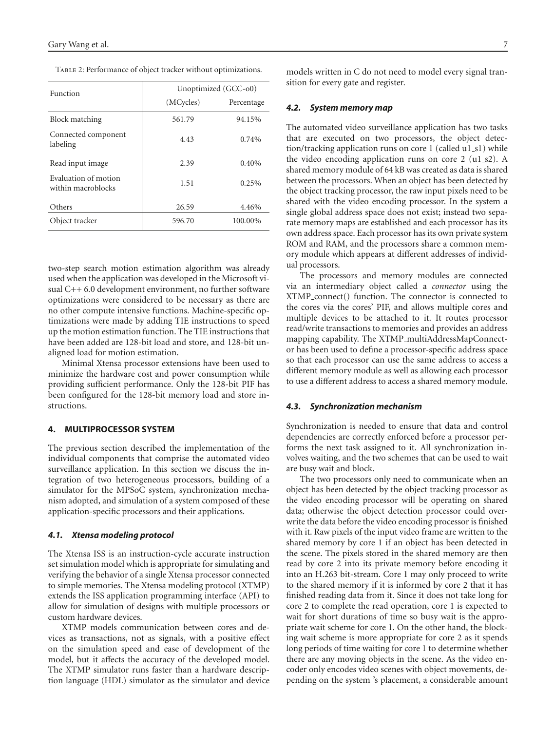Table 2: Performance of object tracker without optimizations.

| Function | Unoptimized (GCC-o0) | |
|---|---|---|
| | (MCycles) | Percentage |
| Block matching | 561.79 | 94.15% |
| Connected component labeling | 4.43 | 0.74% |
| Read input image | 2.39 | 0.40% |
| Evaluation of motion within macroblocks | 1.51 | 0.25% |
| Others | 26.59 | 4.46% |
| Object tracker | 596.70 | 100.00% |

two-step search motion estimation algorithm was already used when the application was developed in the Microsoft visual C++ 6.0 development environment, no further software optimizations were considered to be necessary as there are no other compute intensive functions. Machine-specific optimizations were made by adding TIE instructions to speed up the motion estimation function. The TIE instructions that have been added are 128-bit load and store, and 128-bit unaligned load for motion estimation.

Minimal Xtensa processor extensions have been used to minimize the hardware cost and power consumption while providing sufficient performance. Only the 128-bit PIF has been configured for the 128-bit memory load and store instructions.

## 4. MULTIPROCESSOR SYSTEM

The previous section described the implementation of the individual components that comprise the automated video surveillance application. In this section we discuss the integration of two heterogeneous processors, building of a simulator for the MPSoC system, synchronization mechanism adopted, and simulation of a system composed of these application-specific processors and their applications.

### 4.1. Xtensa modeling protocol

The Xtensa ISS is an instruction-cycle accurate instruction set simulation model which is appropriate for simulating and verifying the behavior of a single Xtensa processor connected to simple memories. The Xtensa modeling protocol (XTMP) extends the ISS application programming interface (API) to allow for simulation of designs with multiple processors or custom hardware devices.

XTMP models communication between cores and devices as transactions, not as signals, with a positive effect on the simulation speed and ease of development of the model, but it affects the accuracy of the developed model. The XTMP simulator runs faster than a hardware description language (HDL) simulator as the simulator and device models written in C do not need to model every signal transition for every gate and register.

### 4.2. System memory map

The automated video surveillance application has two tasks that are executed on two processors, the object detection/tracking application runs on core 1 (called u1_s1) while the video encoding application runs on core 2 (u1_s2). A shared memory module of 64 kB was created as data is shared between the processors. When an object has been detected by the object tracking processor, the raw input pixels need to be shared with the video encoding processor. In the system a single global address space does not exist; instead two separate memory maps are established and each processor has its own address space. Each processor has its own private system ROM and RAM, and the processors share a common memory module which appears at different addresses of individual processors.

The processors and memory modules are connected via an intermediary object called a *connector* using the XTMP_connect() function. The connector is connected to the cores via the cores' PIF, and allows multiple cores and multiple devices to be attached to it. It routes processor read/write transactions to memories and provides an address mapping capability. The XTMP_multiAddressMapConnector has been used to define a processor-specific address space so that each processor can use the same address to access a different memory module as well as allowing each processor to use a different address to access a shared memory module.

### 4.3. Synchronization mechanism

Synchronization is needed to ensure that data and control dependencies are correctly enforced before a processor performs the next task assigned to it. All synchronization involves waiting, and the two schemes that can be used to wait are busy wait and block.

The two processors only need to communicate when an object has been detected by the object tracking processor as the video encoding processor will be operating on shared data; otherwise the object detection processor could overwrite the data before the video encoding processor is finished with it. Raw pixels of the input video frame are written to the shared memory by core 1 if an object has been detected in the scene. The pixels stored in the shared memory are then read by core 2 into its private memory before encoding it into an H.263 bit-stream. Core 1 may only proceed to write to the shared memory if it is informed by core 2 that it has finished reading data from it. Since it does not take long for core 2 to complete the read operation, core 1 is expected to wait for short durations of time so busy wait is the appropriate wait scheme for core 1. On the other hand, the blocking wait scheme is more appropriate for core 2 as it spends long periods of time waiting for core 1 to determine whether there are any moving objects in the scene. As the video encoder only encodes video scenes with object movements, depending on the system 's placement, a considerable amount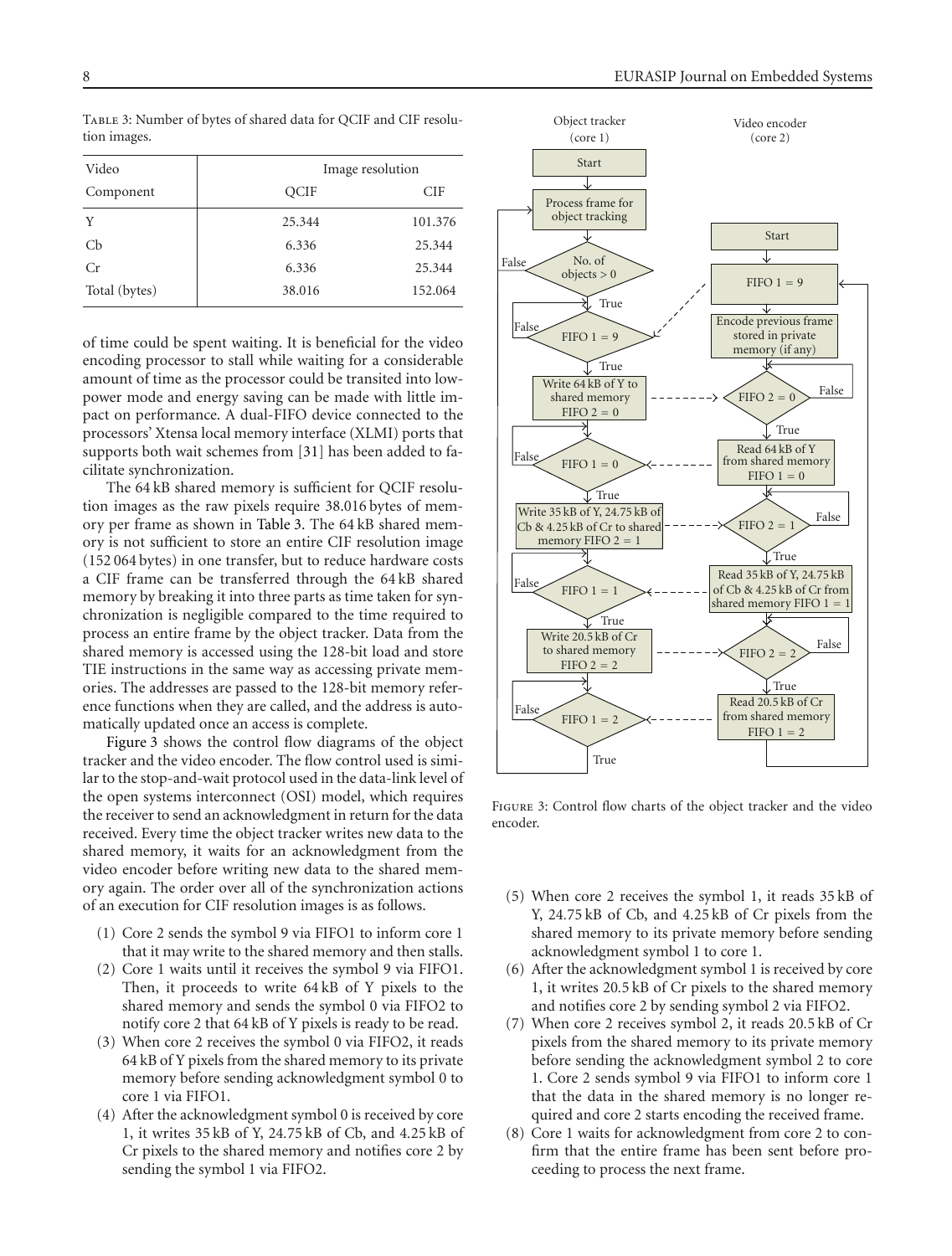Table 3: Number of bytes of shared data for QCIF and CIF resolution images.

| Video Component | Image resolution QCIF | CIF |
|---|---|---|
| Y | 25.344 | 101.376 |
| Cb | 6.336 | 25.344 |
| Cr | 6.336 | 25.344 |
| Total (bytes) | 38.016 | 152.064 |

of time could be spent waiting. It is beneficial for the video encoding processor to stall while waiting for a considerable amount of time as the processor could be transited into low-power mode and energy saving can be made with little impact on performance. A dual-FIFO device connected to the processors' Xtensa local memory interface (XLMI) ports that supports both wait schemes from [31] has been added to facilitate synchronization.

The 64 kB shared memory is sufficient for QCIF resolution images as the raw pixels require 38.016 bytes of memory per frame as shown in Table 3. The 64 kB shared memory is not sufficient to store an entire CIF resolution image (152 064 bytes) in one transfer, but to reduce hardware costs a CIF frame can be transferred through the 64 kB shared memory by breaking it into three parts as time taken for synchronization is negligible compared to the time required to process an entire frame by the object tracker. Data from the shared memory is accessed using the 128-bit load and store TIE instructions in the same way as accessing private memories. The addresses are passed to the 128-bit memory reference functions when they are called, and the address is automatically updated once an access is complete.

Figure 3 shows the control flow diagrams of the object tracker and the video encoder. The flow control used is similar to the stop-and-wait protocol used in the data-link level of the open systems interconnect (OSI) model, which requires the receiver to send an acknowledgment in return for the data received. Every time the object tracker writes new data to the shared memory, it waits for an acknowledgment from the video encoder before writing new data to the shared memory again. The order over all of the synchronization actions of an execution for CIF resolution images is as follows.

(1) Core 2 sends the symbol 9 via FIFO1 to inform core 1 that it may write to the shared memory and then stalls.

(2) Core 1 waits until it receives the symbol 9 via FIFO1. Then, it proceeds to write 64 kB of Y pixels to the shared memory and sends the symbol 0 via FIFO2 to notify core 2 that 64 kB of Y pixels is ready to be read.

(3) When core 2 receives the symbol 0 via FIFO2, it reads 64 kB of Y pixels from the shared memory to its private memory before sending acknowledgment symbol 0 to core 1 via FIFO1.

(4) After the acknowledgment symbol 0 is received by core 1, it writes 35 kB of Y, 24.75 kB of Cb, and 4.25 kB of Cr pixels to the shared memory and notifies core 2 by sending the symbol 1 via FIFO2.

Object tracker (core 1)
Start
Process frame for object tracking
No. of objects > 0
False
True
FIFO 1 = 9
False
True
Write 64 kB of Y to shared memory FIFO 2 = 0
FIFO 1 = 0
False
True
Write 35 kB of Y, 24.75 kB of Cb & 4.25 kB of Cr to shared memory FIFO 2 = 1
FIFO 1 = 1
False
True
Write 20.5 kB of Cr to shared memory FIFO 2 = 2
FIFO 1 = 2
False
True

Video encoder (core 2)
Start
FIFO 1 = 9
Encode previous frame stored in private memory (if any)
FIFO 2 = 0
False
True
Read 64 kB of Y from shared memory FIFO 1 = 0
FIFO 2 = 1
False
True
Read 35 kB of Y, 24.75 kB of Cb & 4.25 kB of Cr from shared memory FIFO 1 = 1
FIFO 2 = 2
False
True
Read 20.5 kB of Cr from shared memory FIFO 1 = 2

Figure 3: Control flow charts of the object tracker and the video encoder.

(5) When core 2 receives the symbol 1, it reads 35 kB of Y, 24.75 kB of Cb, and 4.25 kB of Cr pixels from the shared memory to its private memory before sending acknowledgment symbol 1 to core 1.

(6) After the acknowledgment symbol 1 is received by core 1, it writes 20.5 kB of Cr pixels to the shared memory and notifies core 2 by sending symbol 2 via FIFO2.

(7) When core 2 receives symbol 2, it reads 20.5 kB of Cr pixels from the shared memory to its private memory before sending the acknowledgment symbol 2 to core 1. Core 2 sends symbol 9 via FIFO1 to inform core 1 that the data in the shared memory is no longer required and core 2 starts encoding the received frame.

(8) Core 1 waits for acknowledgment from core 2 to confirm that the entire frame has been sent before proceeding to process the next frame.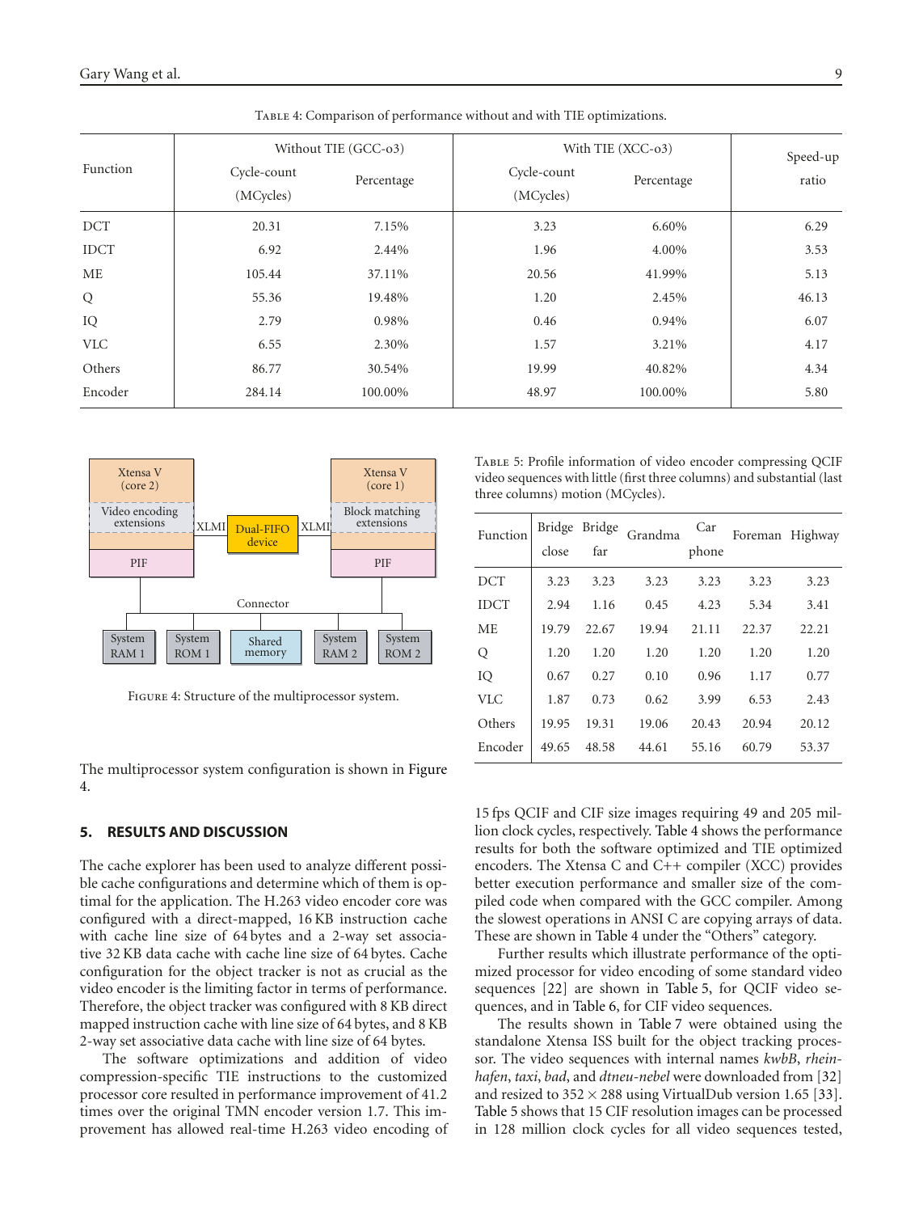Table 4: Comparison of performance without and with TIE optimizations.

| Function | Without TIE (GCC-o3) | | With TIE (XCC-o3) | | Speed-up ratio |
|---|---|---|---|---|---|
| | Cycle-count (MCycles) | Percentage | Cycle-count (MCycles) | Percentage | |
| DCT | 20.31 | 7.15% | 3.23 | 6.60% | 6.29 |
| IDCT | 6.92 | 2.44% | 1.96 | 4.00% | 3.53 |
| ME | 105.44 | 37.11% | 20.56 | 41.99% | 5.13 |
| Q | 55.36 | 19.48% | 1.20 | 2.45% | 46.13 |
| IQ | 2.79 | 0.98% | 0.46 | 0.94% | 6.07 |
| VLC | 6.55 | 2.30% | 1.57 | 3.21% | 4.17 |
| Others | 86.77 | 30.54% | 19.99 | 40.82% | 4.34 |
| Encoder | 284.14 | 100.00% | 48.97 | 100.00% | 5.80 |

Xtensa V (core 2)
Video encoding extensions
PIF
XLMI
Dual-FIFO device
XLMI
Xtensa V (core 1)
Block matching extensions
PIF
Connector
System RAM 1
System ROM 1
Shared memory
System RAM 2
System ROM 2

Figure 4: Structure of the multiprocessor system.

Table 5: Profile information of video encoder compressing QCIF video sequences with little (first three columns) and substantial (last three columns) motion (MCycles).

| Function | Bridge close | Bridge far | Grandma | Car phone | Foreman | Highway |
|---|---|---|---|---|---|---|
| DCT | 3.23 | 3.23 | 3.23 | 3.23 | 3.23 | 3.23 |
| IDCT | 2.94 | 1.16 | 0.45 | 4.23 | 5.34 | 3.41 |
| ME | 19.79 | 22.67 | 19.94 | 21.11 | 22.37 | 22.21 |
| Q | 1.20 | 1.20 | 1.20 | 1.20 | 1.20 | 1.20 |
| IQ | 0.67 | 0.27 | 0.10 | 0.96 | 1.17 | 0.77 |
| VLC | 1.87 | 0.73 | 0.62 | 3.99 | 6.53 | 2.43 |
| Others | 19.95 | 19.31 | 19.06 | 20.43 | 20.94 | 20.12 |
| Encoder | 49.65 | 48.58 | 44.61 | 55.16 | 60.79 | 53.37 |

The multiprocessor system configuration is shown in Figure 4.

## 5. RESULTS AND DISCUSSION

The cache explorer has been used to analyze different possible cache configurations and determine which of them is optimal for the application. The H.263 video encoder core was configured with a direct-mapped, 16 KB instruction cache with cache line size of 64 bytes and a 2-way set associative 32 KB data cache with cache line size of 64 bytes. Cache configuration for the object tracker is not as crucial as the video encoder is the limiting factor in terms of performance. Therefore, the object tracker was configured with 8 KB direct mapped instruction cache with line size of 64 bytes, and 8 KB 2-way set associative data cache with line size of 64 bytes.

The software optimizations and addition of video compression-specific TIE instructions to the customized processor core resulted in performance improvement of 41.2 times over the original TMN encoder version 1.7. This improvement has allowed real-time H.263 video encoding of 15 fps QCIF and CIF size images requiring 49 and 205 million clock cycles, respectively. Table 4 shows the performance results for both the software optimized and TIE optimized encoders. The Xtensa C and C++ compiler (XCC) provides better execution performance and smaller size of the compiled code when compared with the GCC compiler. Among the slowest operations in ANSI C are copying arrays of data. These are shown in Table 4 under the "Others" category.

Further results which illustrate performance of the optimized processor for video encoding of some standard video sequences [22] are shown in Table 5, for QCIF video sequences, and in Table 6, for CIF video sequences.

The results shown in Table 7 were obtained using the standalone Xtensa ISS built for the object tracking processor. The video sequences with internal names *kwbB*, *rheinhafen*, *taxi*, *bad*, and *dtneu-nebel* were downloaded from [32] and resized to $352 \times 288$ using VirtualDub version 1.65 [33]. Table 5 shows that 15 CIF resolution images can be processed in 128 million clock cycles for all video sequences tested,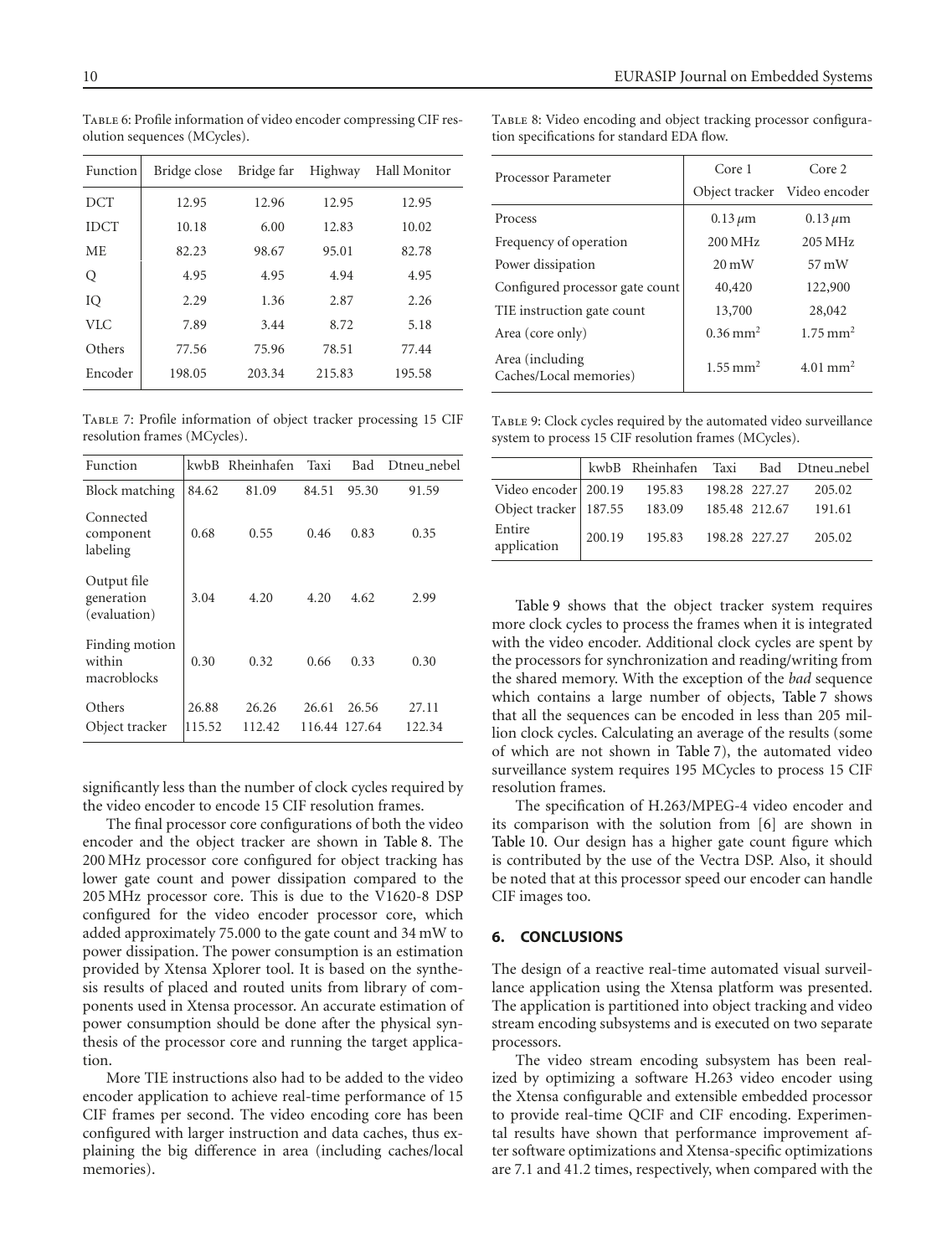Table 6: Profile information of video encoder compressing CIF resolution sequences (MCycles).

| Function | Bridge close | Bridge far | Highway | Hall Monitor |
|---|---|---|---|---|
| DCT | 12.95 | 12.96 | 12.95 | 12.95 |
| IDCT | 10.18 | 6.00 | 12.83 | 10.02 |
| ME | 82.23 | 98.67 | 95.01 | 82.78 |
| Q | 4.95 | 4.95 | 4.94 | 4.95 |
| IQ | 2.29 | 1.36 | 2.87 | 2.26 |
| VLC | 7.89 | 3.44 | 8.72 | 5.18 |
| Others | 77.56 | 75.96 | 78.51 | 77.44 |
| Encoder | 198.05 | 203.34 | 215.83 | 195.58 |

Table 7: Profile information of object tracker processing 15 CIF resolution frames (MCycles).

| Function | kwbB | Rheinhafen | Taxi | Bad | Dtneu_nebel |
|---|---|---|---|---|---|
| Block matching | 84.62 | 81.09 | 84.51 | 95.30 | 91.59 |
| Connected component labeling | 0.68 | 0.55 | 0.46 | 0.83 | 0.35 |
| Output file generation (evaluation) | 3.04 | 4.20 | 4.20 | 4.62 | 2.99 |
| Finding motion within macroblocks | 0.30 | 0.32 | 0.66 | 0.33 | 0.30 |
| Others | 26.88 | 26.26 | 26.61 | 26.56 | 27.11 |
| Object tracker | 115.52 | 112.42 | 116.44 | 127.64 | 122.34 |

significantly less than the number of clock cycles required by the video encoder to encode 15 CIF resolution frames.

The final processor core configurations of both the video encoder and the object tracker are shown in Table 8. The 200 MHz processor core configured for object tracking has lower gate count and power dissipation compared to the 205 MHz processor core. This is due to the V1620-8 DSP configured for the video encoder processor core, which added approximately 75.000 to the gate count and 34 mW to power dissipation. The power consumption is an estimation provided by Xtensa Xplorer tool. It is based on the synthesis results of placed and routed units from library of components used in Xtensa processor. An accurate estimation of power consumption should be done after the physical synthesis of the processor core and running the target application.

More TIE instructions also had to be added to the video encoder application to achieve real-time performance of 15 CIF frames per second. The video encoding core has been configured with larger instruction and data caches, thus explaining the big difference in area (including caches/local memories).

Table 8: Video encoding and object tracking processor configuration specifications for standard EDA flow.

| Processor Parameter | Core 1 | Core 2 |
|---|---|---|
| | Object tracker | Video encoder |
| Process | 0.13 μm | 0.13 μm |
| Frequency of operation | 200 MHz | 205 MHz |
| Power dissipation | 20 mW | 57 mW |
| Configured processor gate count | 40,420 | 122,900 |
| TIE instruction gate count | 13,700 | 28,042 |
| Area (core only) | 0.36 mm² | 1.75 mm² |
| Area (including Caches/Local memories) | 1.55 mm² | 4.01 mm² |

Table 9: Clock cycles required by the automated video surveillance system to process 15 CIF resolution frames (MCycles).

| | kwbB | Rheinhafen | Taxi | Bad | Dtneu_nebel |
|---|---|---|---|---|---|
| Video encoder | 200.19 | 195.83 | 198.28 | 227.27 | 205.02 |
| Object tracker | 187.55 | 183.09 | 185.48 | 212.67 | 191.61 |
| Entire application | 200.19 | 195.83 | 198.28 | 227.27 | 205.02 |

Table 9 shows that the object tracker system requires more clock cycles to process the frames when it is integrated with the video encoder. Additional clock cycles are spent by the processors for synchronization and reading/writing from the shared memory. With the exception of the *bad* sequence which contains a large number of objects, Table 7 shows that all the sequences can be encoded in less than 205 million clock cycles. Calculating an average of the results (some of which are not shown in Table 7), the automated video surveillance system requires 195 MCycles to process 15 CIF resolution frames.

The specification of H.263/MPEG-4 video encoder and its comparison with the solution from [6] are shown in Table 10. Our design has a higher gate count figure which is contributed by the use of the Vectra DSP. Also, it should be noted that at this processor speed our encoder can handle CIF images too.

## 6. CONCLUSIONS

The design of a reactive real-time automated visual surveillance application using the Xtensa platform was presented. The application is partitioned into object tracking and video stream encoding subsystems and is executed on two separate processors.

The video stream encoding subsystem has been realized by optimizing a software H.263 video encoder using the Xtensa configurable and extensible embedded processor to provide real-time QCIF and CIF encoding. Experimental results have shown that performance improvement after software optimizations and Xtensa-specific optimizations are 7.1 and 41.2 times, respectively, when compared with the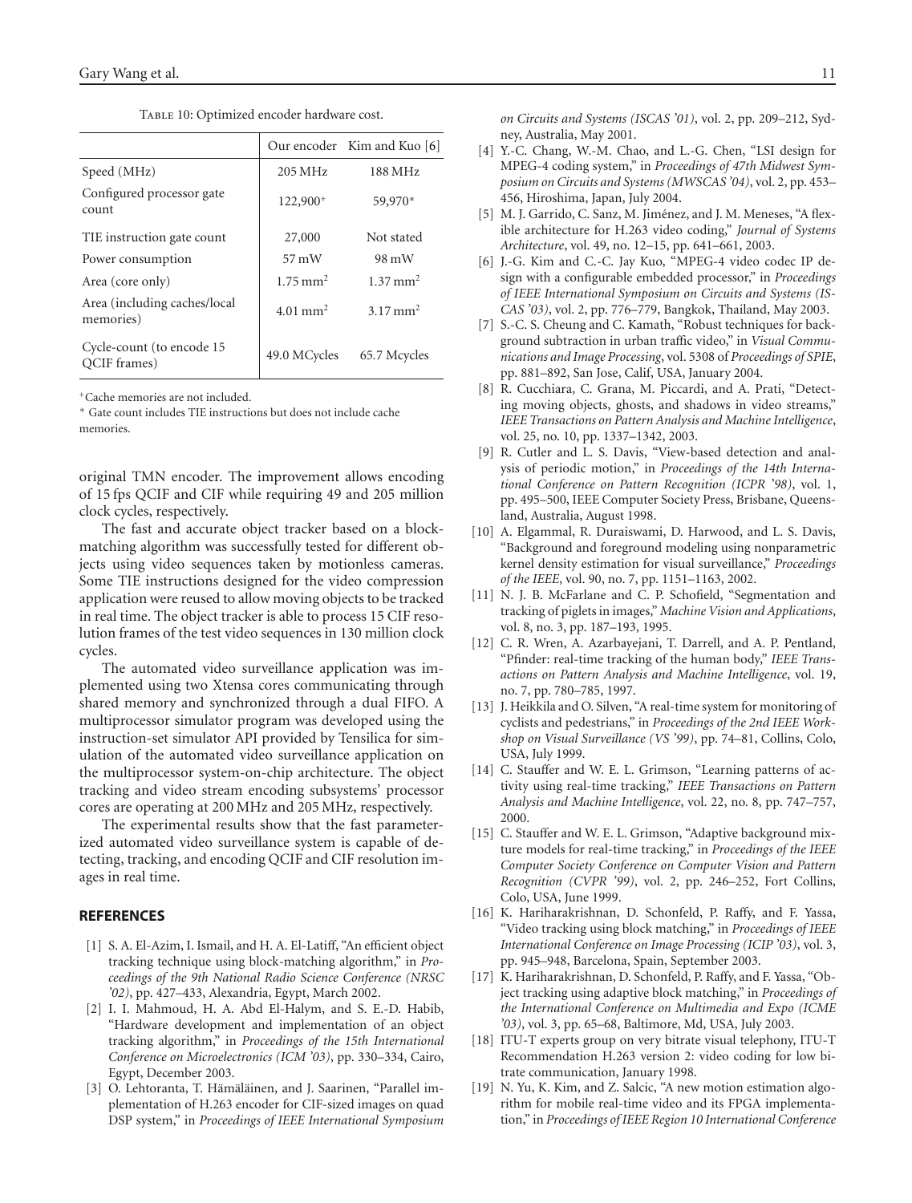Table 10: Optimized encoder hardware cost.

| | Our encoder | Kim and Kuo [6] |
|---|---|---|
| Speed (MHz) | 205 MHz | 188 MHz |
| Configured processor gate count | 122,900[+] | 59,970* |
| TIE instruction gate count | 27,000 | Not stated |
| Power consumption | 57 mW | 98 mW |
| Area (core only) | 1.75 mm$^2$ | 1.37 mm$^2$ |
| Area (including caches/local memories) | 4.01 mm$^2$ | 3.17 mm$^2$ |
| Cycle-count (to encode 15 QCIF frames) | 49.0 MCycles | 65.7 Mcycles |

[+]Cache memories are not included.
* Gate count includes TIE instructions but does not include cache memories.

original TMN encoder. The improvement allows encoding of 15 fps QCIF and CIF while requiring 49 and 205 million clock cycles, respectively.

The fast and accurate object tracker based on a block-matching algorithm was successfully tested for different objects using video sequences taken by motionless cameras. Some TIE instructions designed for the video compression application were reused to allow moving objects to be tracked in real time. The object tracker is able to process 15 CIF resolution frames of the test video sequences in 130 million clock cycles.

The automated video surveillance application was implemented using two Xtensa cores communicating through shared memory and synchronized through a dual FIFO. A multiprocessor simulator program was developed using the instruction-set simulator API provided by Tensilica for simulation of the automated video surveillance application on the multiprocessor system-on-chip architecture. The object tracking and video stream encoding subsystems' processor cores are operating at 200 MHz and 205 MHz, respectively.

The experimental results show that the fast parameterized automated video surveillance system is capable of detecting, tracking, and encoding QCIF and CIF resolution images in real time.

## REFERENCES

[1] S. A. El-Azim, I. Ismail, and H. A. El-Latiff, "An efficient object tracking technique using block-matching algorithm," in *Proceedings of the 9th National Radio Science Conference (NRSC '02)*, pp. 427–433, Alexandria, Egypt, March 2002.

[2] I. I. Mahmoud, H. A. Abd El-Halym, and S. E.-D. Habib, "Hardware development and implementation of an object tracking algorithm," in *Proceedings of the 15th International Conference on Microelectronics (ICM '03)*, pp. 330–334, Cairo, Egypt, December 2003.

[3] O. Lehtoranta, T. Hämäläinen, and J. Saarinen, "Parallel implementation of H.263 encoder for CIF-sized images on quad DSP system," in *Proceedings of IEEE International Symposium on Circuits and Systems (ISCAS '01)*, vol. 2, pp. 209–212, Sydney, Australia, May 2001.

[4] Y.-C. Chang, W.-M. Chao, and L.-G. Chen, "LSI design for MPEG-4 coding system," in *Proceedings of 47th Midwest Symposium on Circuits and Systems (MWSCAS '04)*, vol. 2, pp. 453–456, Hiroshima, Japan, July 2004.

[5] M. J. Garrido, C. Sanz, M. Jiménez, and J. M. Meneses, "A flexible architecture for H.263 video coding," *Journal of Systems Architecture*, vol. 49, no. 12–15, pp. 641–661, 2003.

[6] J.-G. Kim and C.-C. Jay Kuo, "MPEG-4 video codec IP design with a configurable embedded processor," in *Proceedings of IEEE International Symposium on Circuits and Systems (ISCAS '03)*, vol. 2, pp. 776–779, Bangkok, Thailand, May 2003.

[7] S.-C. S. Cheung and C. Kamath, "Robust techniques for background subtraction in urban traffic video," in *Visual Communications and Image Processing*, vol. 5308 of *Proceedings of SPIE*, pp. 881–892, San Jose, Calif, USA, January 2004.

[8] R. Cucchiara, C. Grana, M. Piccardi, and A. Prati, "Detecting moving objects, ghosts, and shadows in video streams," *IEEE Transactions on Pattern Analysis and Machine Intelligence*, vol. 25, no. 10, pp. 1337–1342, 2003.

[9] R. Cutler and L. S. Davis, "View-based detection and analysis of periodic motion," in *Proceedings of the 14th International Conference on Pattern Recognition (ICPR '98)*, vol. 1, pp. 495–500, IEEE Computer Society Press, Brisbane, Queensland, Australia, August 1998.

[10] A. Elgammal, R. Duraiswami, D. Harwood, and L. S. Davis, "Background and foreground modeling using nonparametric kernel density estimation for visual surveillance," *Proceedings of the IEEE*, vol. 90, no. 7, pp. 1151–1163, 2002.

[11] N. J. B. McFarlane and C. P. Schofield, "Segmentation and tracking of piglets in images," *Machine Vision and Applications*, vol. 8, no. 3, pp. 187–193, 1995.

[12] C. R. Wren, A. Azarbayejani, T. Darrell, and A. P. Pentland, "Pfinder: real-time tracking of the human body," *IEEE Transactions on Pattern Analysis and Machine Intelligence*, vol. 19, no. 7, pp. 780–785, 1997.

[13] J. Heikkila and O. Silven, "A real-time system for monitoring of cyclists and pedestrians," in *Proceedings of the 2nd IEEE Workshop on Visual Surveillance (VS '99)*, pp. 74–81, Collins, Colo, USA, July 1999.

[14] C. Stauffer and W. E. L. Grimson, "Learning patterns of activity using real-time tracking," *IEEE Transactions on Pattern Analysis and Machine Intelligence*, vol. 22, no. 8, pp. 747–757, 2000.

[15] C. Stauffer and W. E. L. Grimson, "Adaptive background mixture models for real-time tracking," in *Proceedings of the IEEE Computer Society Conference on Computer Vision and Pattern Recognition (CVPR '99)*, vol. 2, pp. 246–252, Fort Collins, Colo, USA, June 1999.

[16] K. Hariharakrishnan, D. Schonfeld, P. Raffy, and F. Yassa, "Video tracking using block matching," in *Proceedings of IEEE International Conference on Image Processing (ICIP '03)*, vol. 3, pp. 945–948, Barcelona, Spain, September 2003.

[17] K. Hariharakrishnan, D. Schonfeld, P. Raffy, and F. Yassa, "Object tracking using adaptive block matching," in *Proceedings of the International Conference on Multimedia and Expo (ICME '03)*, vol. 3, pp. 65–68, Baltimore, Md, USA, July 2003.

[18] ITU-T experts group on very bitrate visual telephony, ITU-T Recommendation H.263 version 2: video coding for low bitrate communication, January 1998.

[19] N. Yu, K. Kim, and Z. Salcic, "A new motion estimation algorithm for mobile real-time video and its FPGA implementation," in *Proceedings of IEEE Region 10 International Conference*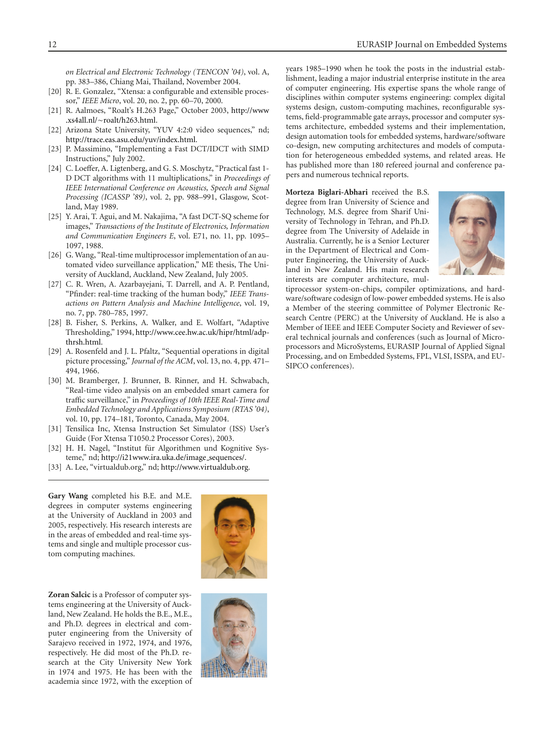on Electrical and Electronic Technology (TENCON '04)*, vol. A, pp. 383–386, Chiang Mai, Thailand, November 2004.

[20] R. E. Gonzalez, "Xtensa: a configurable and extensible processor," *IEEE Micro*, vol. 20, no. 2, pp. 60–70, 2000.

[21] R. Aalmoes, "Roalt's H.263 Page," October 2003, http://www.xs4all.nl/~roalt/h263.html.

[22] Arizona State University, "YUV 4:2:0 video sequences," nd; http://trace.eas.asu.edu/yuv/index.html.

[23] P. Massimino, "Implementing a Fast DCT/IDCT with SIMD Instructions," July 2002.

[24] C. Loeffer, A. Ligtenberg, and G. S. Moschytz, "Practical fast 1-D DCT algorithms with 11 multiplications," in *Proceedings of IEEE International Conference on Acoustics, Speech and Signal Processing (ICASSP '89)*, vol. 2, pp. 988–991, Glasgow, Scotland, May 1989.

[25] Y. Arai, T. Agui, and M. Nakajima, "A fast DCT-SQ scheme for images," *Transactions of the Institute of Electronics, Information and Communication Engineers E*, vol. E71, no. 11, pp. 1095–1097, 1988.

[26] G. Wang, "Real-time multiprocessor implementation of an automated video surveillance application," ME thesis, The University of Auckland, Auckland, New Zealand, July 2005.

[27] C. R. Wren, A. Azarbayejani, T. Darrell, and A. P. Pentland, "Pfinder: real-time tracking of the human body," *IEEE Transactions on Pattern Analysis and Machine Intelligence*, vol. 19, no. 7, pp. 780–785, 1997.

[28] B. Fisher, S. Perkins, A. Walker, and E. Wolfart, "Adaptive Thresholding," 1994, http://www.cee.hw.ac.uk/hipr/html/adpthrsh.html.

[29] A. Rosenfeld and J. L. Pfaltz, "Sequential operations in digital picture processing," *Journal of the ACM*, vol. 13, no. 4, pp. 471–494, 1966.

[30] M. Bramberger, J. Brunner, B. Rinner, and H. Schwabach, "Real-time video analysis on an embedded smart camera for traffic surveillance," in *Proceedings of 10th IEEE Real-Time and Embedded Technology and Applications Symposium (RTAS '04)*, vol. 10, pp. 174–181, Toronto, Canada, May 2004.

[31] Tensilica Inc, Xtensa Instruction Set Simulator (ISS) User's Guide (For Xtensa T1050.2 Processor Cores), 2003.

[32] H. H. Nagel, "Institut für Algorithmen und Kognitive Systeme," nd; http://i21www.ira.uka.de/image_sequences/.

[33] A. Lee, "virtualdub.org," nd; http://www.virtualdub.org.

---

**Gary Wang** completed his B.E. and M.E. degrees in computer systems engineering at the University of Auckland in 2003 and 2005, respectively. His research interests are in the areas of embedded and real-time systems and single and multiple processor custom computing machines.

**Zoran Salcic** is a Professor of computer systems engineering at the University of Auckland, New Zealand. He holds the B.E., M.E., and Ph.D. degrees in electrical and computer engineering from the University of Sarajevo received in 1972, 1974, and 1976, respectively. He did most of the Ph.D. research at the City University New York in 1974 and 1975. He has been with the academia since 1972, with the exception of years 1985–1990 when he took the posts in the industrial establishment, leading a major industrial enterprise institute in the area of computer engineering. His expertise spans the whole range of disciplines within computer systems engineering: complex digital systems design, custom-computing machines, reconfigurable systems, field-programmable gate arrays, processor and computer systems architecture, embedded systems and their implementation, design automation tools for embedded systems, hardware/software co-design, new computing architectures and models of computation for heterogeneous embedded systems, and related areas. He has published more than 180 refereed journal and conference papers and numerous technical reports.

**Morteza Biglari-Abhari** received the B.S. degree from Iran University of Science and Technology, M.S. degree from Sharif University of Technology in Tehran, and Ph.D. degree from The University of Adelaide in Australia. Currently, he is a Senior Lecturer in the Department of Electrical and Computer Engineering, the University of Auckland in New Zealand. His main research interests are computer architecture, multiprocessor system-on-chips, compiler optimizations, and hardware/software codesign of low-power embedded systems. He is also a Member of the steering committee of Polymer Electronic Research Centre (PERC) at the University of Auckland. He is also a Member of IEEE and IEEE Computer Society and Reviewer of several technical journals and conferences (such as Journal of Microprocessors and MicroSystems, EURASIP Journal of Applied Signal Processing, and on Embedded Systems, FPL, VLSI, ISSPA, and EUSIPCO conferences).